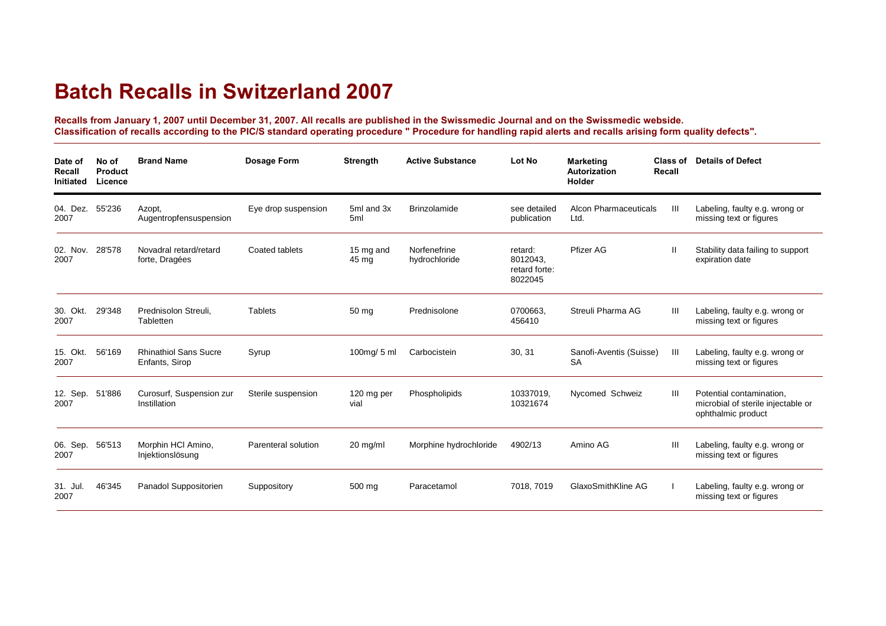# Batch Recalls in Switzerland 2007

**Recalls from January 1, 2007 until December 31, 2007. All recalls are published in the Swissmedic Journal and on the Swissmedic webside.**
**Classification of recalls according to the PIC/S standard operating procedure " Procedure for handling rapid alerts and recalls arising form quality defects".**

| Date of Recall Initiated | No of Product Licence | Brand Name | Dosage Form | Strength | Active Substance | Lot No | Marketing Autorization Holder | Class of Recall | Details of Defect |
|---|---|---|---|---|---|---|---|---|---|
| 04. Dez. 2007 | 55'236 | Azopt, Augentropfensuspension | Eye drop suspension | 5ml and 3x 5ml | Brinzolamide | see detailed publication | Alcon Pharmaceuticals Ltd. | III | Labeling, faulty e.g. wrong or missing text or figures |
| 02. Nov. 2007 | 28'578 | Novadral retard/retard forte, Dragées | Coated tablets | 15 mg and 45 mg | Norfenefrine hydrochloride | retard: 8012043, retard forte: 8022045 | Pfizer AG | II | Stability data failing to support expiration date |
| 30. Okt. 2007 | 29'348 | Prednisolon Streuli, Tabletten | Tablets | 50 mg | Prednisolone | 0700663, 456410 | Streuli Pharma AG | III | Labeling, faulty e.g. wrong or missing text or figures |
| 15. Okt. 2007 | 56'169 | Rhinathiol Sans Sucre Enfants, Sirop | Syrup | 100mg/ 5 ml | Carbocistein | 30, 31 | Sanofi-Aventis (Suisse) SA | III | Labeling, faulty e.g. wrong or missing text or figures |
| 12. Sep. 2007 | 51'886 | Curosurf, Suspension zur Instillation | Sterile suspension | 120 mg per vial | Phospholipids | 10337019, 10321674 | Nycomed Schweiz | III | Potential contamination, microbial of sterile injectable or ophthalmic product |
| 06. Sep. 2007 | 56'513 | Morphin HCl Amino, Injektionslösung | Parenteral solution | 20 mg/ml | Morphine hydrochloride | 4902/13 | Amino AG | III | Labeling, faulty e.g. wrong or missing text or figures |
| 31. Jul. 2007 | 46'345 | Panadol Suppositorien | Suppository | 500 mg | Paracetamol | 7018, 7019 | GlaxoSmithKline AG | I | Labeling, faulty e.g. wrong or missing text or figures |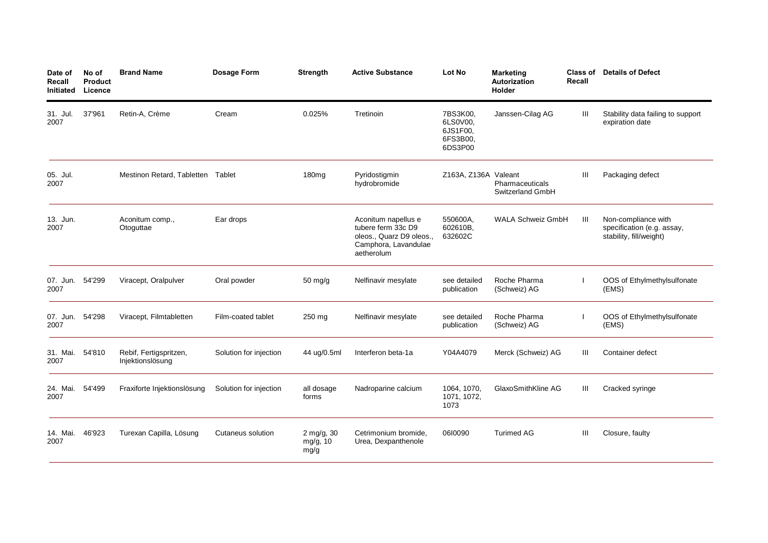| Date of Recall Initiated | No of Product Licence | Brand Name | Dosage Form | Strength | Active Substance | Lot No | Marketing Autorization Holder | Class of Recall | Details of Defect |
|---|---|---|---|---|---|---|---|---|---|
| 31. Jul. 2007 | 37'961 | Retin-A, Crème | Cream | 0.025% | Tretinoin | 7BS3K00, 6LS0V00, 6JS1F00, 6FS3B00, 6DS3P00 | Janssen-Cilag AG | III | Stability data failing to support expiration date |
| 05. Jul. 2007 | | Mestinon Retard, Tabletten | Tablet | 180mg | Pyridostigmin hydrobromide | Z163A, Z136A | Valeant Pharmaceuticals Switzerland GmbH | III | Packaging defect |
| 13. Jun. 2007 | | Aconitum comp., Otoguttae | Ear drops | | Aconitum napellus e tubere ferm 33c D9 oleos., Quarz D9 oleos., Camphora, Lavandulae aetherolum | 550600A, 602610B, 632602C | WALA Schweiz GmbH | III | Non-compliance with specification (e.g. assay, stability, fill/weight) |
| 07. Jun. 2007 | 54'299 | Viracept, Oralpulver | Oral powder | 50 mg/g | Nelfinavir mesylate | see detailed publication | Roche Pharma (Schweiz) AG | I | OOS of Ethylmethylsulfonate (EMS) |
| 07. Jun. 2007 | 54'298 | Viracept, Filmtabletten | Film-coated tablet | 250 mg | Nelfinavir mesylate | see detailed publication | Roche Pharma (Schweiz) AG | I | OOS of Ethylmethylsulfonate (EMS) |
| 31. Mai. 2007 | 54'810 | Rebif, Fertigspritzen, Injektionslösung | Solution for injection | 44 ug/0.5ml | Interferon beta-1a | Y04A4079 | Merck (Schweiz) AG | III | Container defect |
| 24. Mai. 2007 | 54'499 | Fraxiforte Injektionslösung | Solution for injection | all dosage forms | Nadroparine calcium | 1064, 1070, 1071, 1072, 1073 | GlaxoSmithKline AG | III | Cracked syringe |
| 14. Mai. 2007 | 46'923 | Turexan Capilla, Lösung | Cutaneus solution | 2 mg/g, 30 mg/g, 10 mg/g | Cetrimonium bromide, Urea, Dexpanthenole | 06I0090 | Turimed AG | III | Closure, faulty |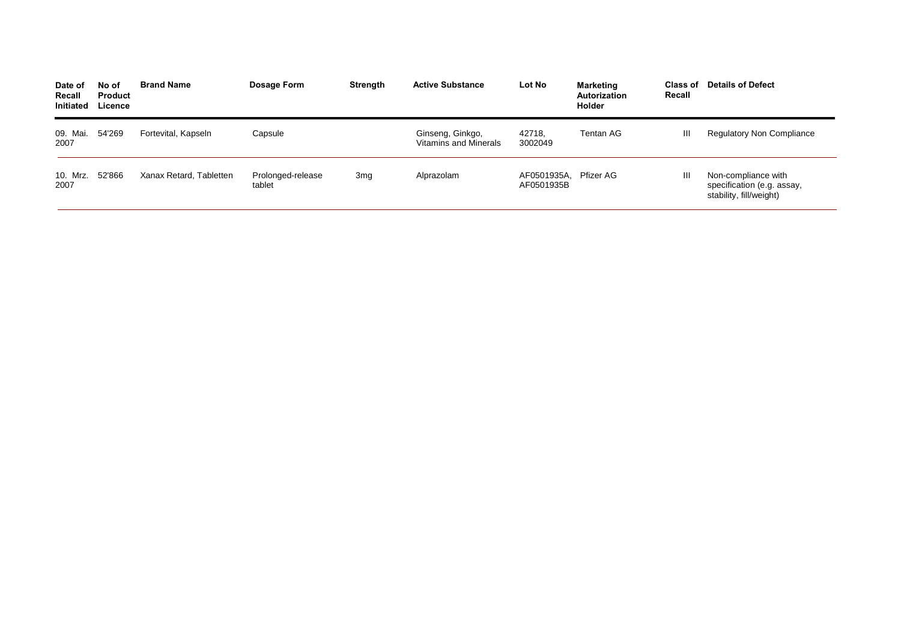| Date of Recall Initiated | No of Product Licence | Brand Name | Dosage Form | Strength | Active Substance | Lot No | Marketing Autorization Holder | Class of Recall | Details of Defect |
|---|---|---|---|---|---|---|---|---|---|
| 09. Mai. 2007 | 54'269 | Fortevital, Kapseln | Capsule | | Ginseng, Ginkgo, Vitamins and Minerals | 42718, 3002049 | Tentan AG | III | Regulatory Non Compliance |
| 10. Mrz. 2007 | 52'866 | Xanax Retard, Tabletten | Prolonged-release tablet | 3mg | Alprazolam | AF0501935A, AF0501935B | Pfizer AG | III | Non-compliance with specification (e.g. assay, stability, fill/weight) |